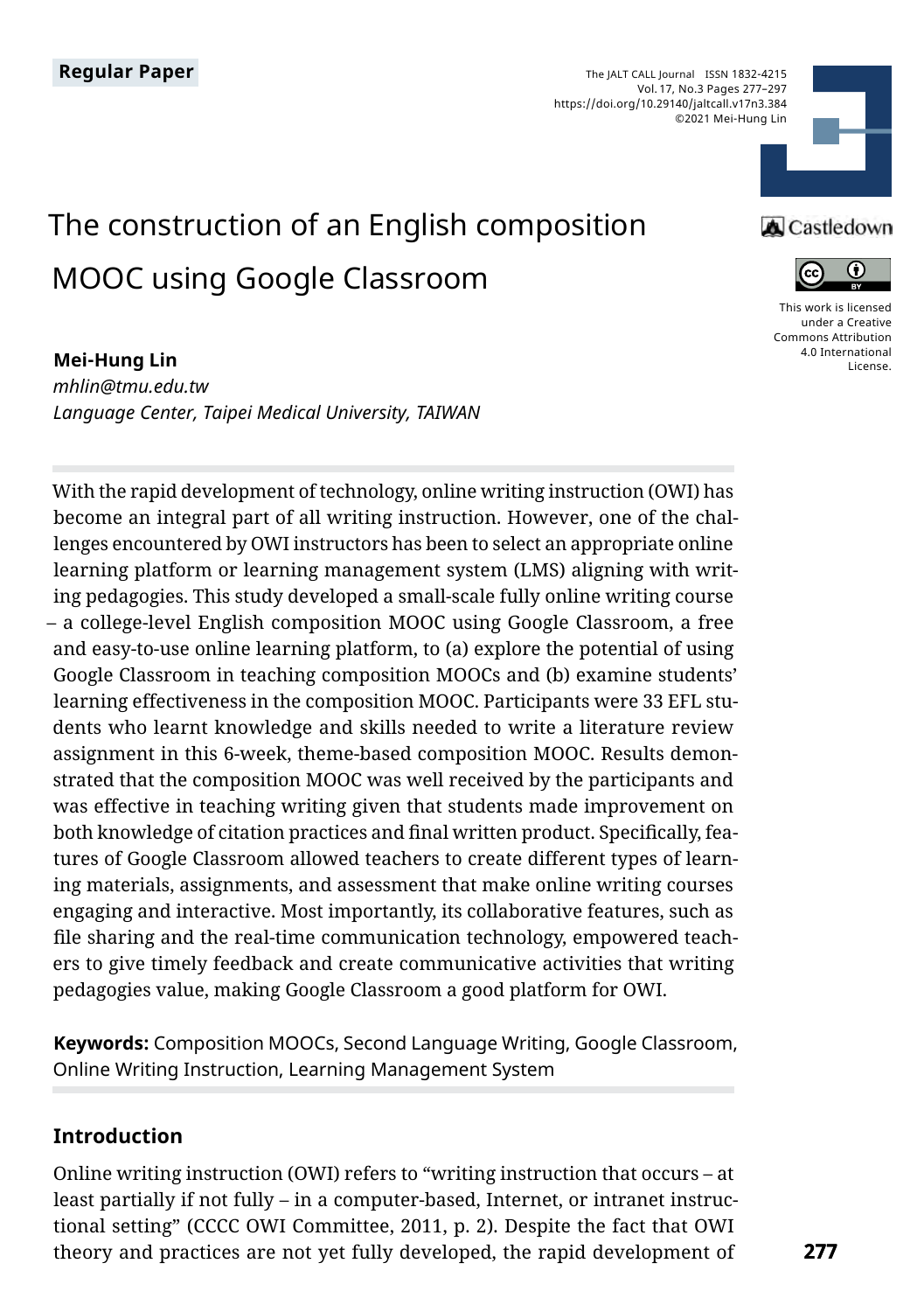Regular Paper

The JALT CALL Journal ISSN 1832-4215
Vol. 17, No.3 Pages 277–297
https://doi.org/10.29140/jaltcall.v17n3.384
©2021 Mei-Hung Lin

This work is licensed under a Creative Commons Attribution 4.0 International License.

# The construction of an English composition MOOC using Google Classroom

**Mei-Hung Lin**
*mhlin@tmu.edu.tw*
*Language Center, Taipei Medical University, TAIWAN*

With the rapid development of technology, online writing instruction (OWI) has become an integral part of all writing instruction. However, one of the challenges encountered by OWI instructors has been to select an appropriate online learning platform or learning management system (LMS) aligning with writing pedagogies. This study developed a small-scale fully online writing course – a college-level English composition MOOC using Google Classroom, a free and easy-to-use online learning platform, to (a) explore the potential of using Google Classroom in teaching composition MOOCs and (b) examine students' learning effectiveness in the composition MOOC. Participants were 33 EFL students who learnt knowledge and skills needed to write a literature review assignment in this 6-week, theme-based composition MOOC. Results demonstrated that the composition MOOC was well received by the participants and was effective in teaching writing given that students made improvement on both knowledge of citation practices and final written product. Specifically, features of Google Classroom allowed teachers to create different types of learning materials, assignments, and assessment that make online writing courses engaging and interactive. Most importantly, its collaborative features, such as file sharing and the real-time communication technology, empowered teachers to give timely feedback and create communicative activities that writing pedagogies value, making Google Classroom a good platform for OWI.

**Keywords:** Composition MOOCs, Second Language Writing, Google Classroom, Online Writing Instruction, Learning Management System

## Introduction

Online writing instruction (OWI) refers to "writing instruction that occurs – at least partially if not fully – in a computer-based, Internet, or intranet instructional setting" (CCCC OWI Committee, 2011, p. 2). Despite the fact that OWI theory and practices are not yet fully developed, the rapid development of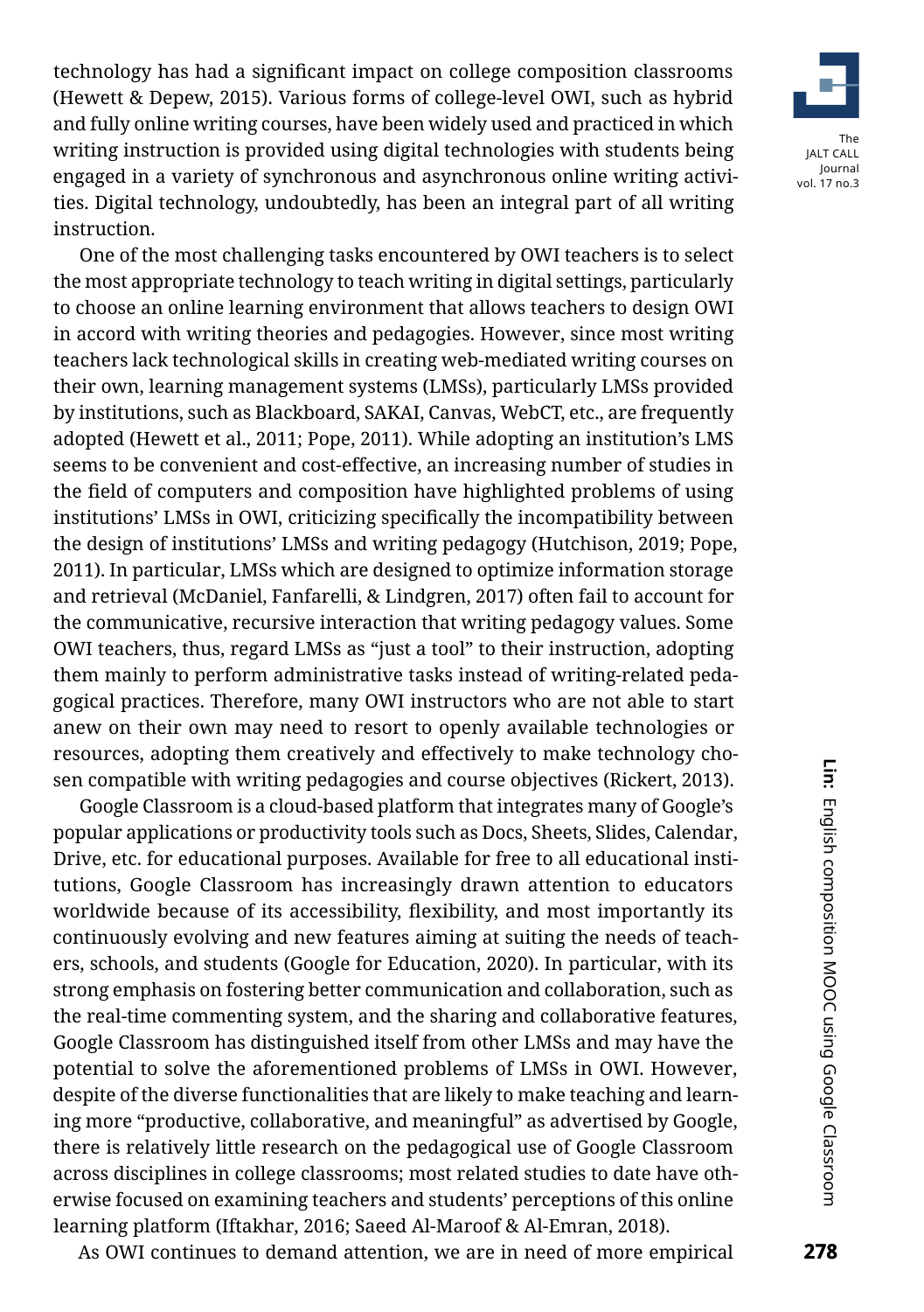technology has had a significant impact on college composition classrooms (Hewett & Depew, 2015). Various forms of college-level OWI, such as hybrid and fully online writing courses, have been widely used and practiced in which writing instruction is provided using digital technologies with students being engaged in a variety of synchronous and asynchronous online writing activities. Digital technology, undoubtedly, has been an integral part of all writing instruction.

One of the most challenging tasks encountered by OWI teachers is to select the most appropriate technology to teach writing in digital settings, particularly to choose an online learning environment that allows teachers to design OWI in accord with writing theories and pedagogies. However, since most writing teachers lack technological skills in creating web-mediated writing courses on their own, learning management systems (LMSs), particularly LMSs provided by institutions, such as Blackboard, SAKAI, Canvas, WebCT, etc., are frequently adopted (Hewett et al., 2011; Pope, 2011). While adopting an institution's LMS seems to be convenient and cost-effective, an increasing number of studies in the field of computers and composition have highlighted problems of using institutions' LMSs in OWI, criticizing specifically the incompatibility between the design of institutions' LMSs and writing pedagogy (Hutchison, 2019; Pope, 2011). In particular, LMSs which are designed to optimize information storage and retrieval (McDaniel, Fanfarelli, & Lindgren, 2017) often fail to account for the communicative, recursive interaction that writing pedagogy values. Some OWI teachers, thus, regard LMSs as "just a tool" to their instruction, adopting them mainly to perform administrative tasks instead of writing-related pedagogical practices. Therefore, many OWI instructors who are not able to start anew on their own may need to resort to openly available technologies or resources, adopting them creatively and effectively to make technology chosen compatible with writing pedagogies and course objectives (Rickert, 2013).

Google Classroom is a cloud-based platform that integrates many of Google's popular applications or productivity tools such as Docs, Sheets, Slides, Calendar, Drive, etc. for educational purposes. Available for free to all educational institutions, Google Classroom has increasingly drawn attention to educators worldwide because of its accessibility, flexibility, and most importantly its continuously evolving and new features aiming at suiting the needs of teachers, schools, and students (Google for Education, 2020). In particular, with its strong emphasis on fostering better communication and collaboration, such as the real-time commenting system, and the sharing and collaborative features, Google Classroom has distinguished itself from other LMSs and may have the potential to solve the aforementioned problems of LMSs in OWI. However, despite of the diverse functionalities that are likely to make teaching and learning more "productive, collaborative, and meaningful" as advertised by Google, there is relatively little research on the pedagogical use of Google Classroom across disciplines in college classrooms; most related studies to date have otherwise focused on examining teachers and students' perceptions of this online learning platform (Iftakhar, 2016; Saeed Al-Maroof & Al-Emran, 2018).

As OWI continues to demand attention, we are in need of more empirical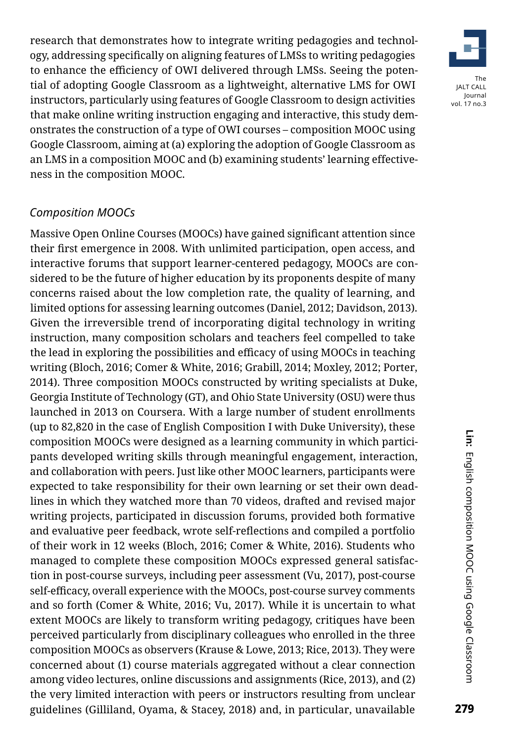research that demonstrates how to integrate writing pedagogies and technology, addressing specifically on aligning features of LMSs to writing pedagogies to enhance the efficiency of OWI delivered through LMSs. Seeing the potential of adopting Google Classroom as a lightweight, alternative LMS for OWI instructors, particularly using features of Google Classroom to design activities that make online writing instruction engaging and interactive, this study demonstrates the construction of a type of OWI courses – composition MOOC using Google Classroom, aiming at (a) exploring the adoption of Google Classroom as an LMS in a composition MOOC and (b) examining students' learning effectiveness in the composition MOOC.

### *Composition MOOCs*

Massive Open Online Courses (MOOCs) have gained significant attention since their first emergence in 2008. With unlimited participation, open access, and interactive forums that support learner-centered pedagogy, MOOCs are considered to be the future of higher education by its proponents despite of many concerns raised about the low completion rate, the quality of learning, and limited options for assessing learning outcomes (Daniel, 2012; Davidson, 2013). Given the irreversible trend of incorporating digital technology in writing instruction, many composition scholars and teachers feel compelled to take the lead in exploring the possibilities and efficacy of using MOOCs in teaching writing (Bloch, 2016; Comer & White, 2016; Grabill, 2014; Moxley, 2012; Porter, 2014). Three composition MOOCs constructed by writing specialists at Duke, Georgia Institute of Technology (GT), and Ohio State University (OSU) were thus launched in 2013 on Coursera. With a large number of student enrollments (up to 82,820 in the case of English Composition I with Duke University), these composition MOOCs were designed as a learning community in which participants developed writing skills through meaningful engagement, interaction, and collaboration with peers. Just like other MOOC learners, participants were expected to take responsibility for their own learning or set their own deadlines in which they watched more than 70 videos, drafted and revised major writing projects, participated in discussion forums, provided both formative and evaluative peer feedback, wrote self-reflections and compiled a portfolio of their work in 12 weeks (Bloch, 2016; Comer & White, 2016). Students who managed to complete these composition MOOCs expressed general satisfaction in post-course surveys, including peer assessment (Vu, 2017), post-course self-efficacy, overall experience with the MOOCs, post-course survey comments and so forth (Comer & White, 2016; Vu, 2017). While it is uncertain to what extent MOOCs are likely to transform writing pedagogy, critiques have been perceived particularly from disciplinary colleagues who enrolled in the three composition MOOCs as observers (Krause & Lowe, 2013; Rice, 2013). They were concerned about (1) course materials aggregated without a clear connection among video lectures, online discussions and assignments (Rice, 2013), and (2) the very limited interaction with peers or instructors resulting from unclear guidelines (Gilliland, Oyama, & Stacey, 2018) and, in particular, unavailable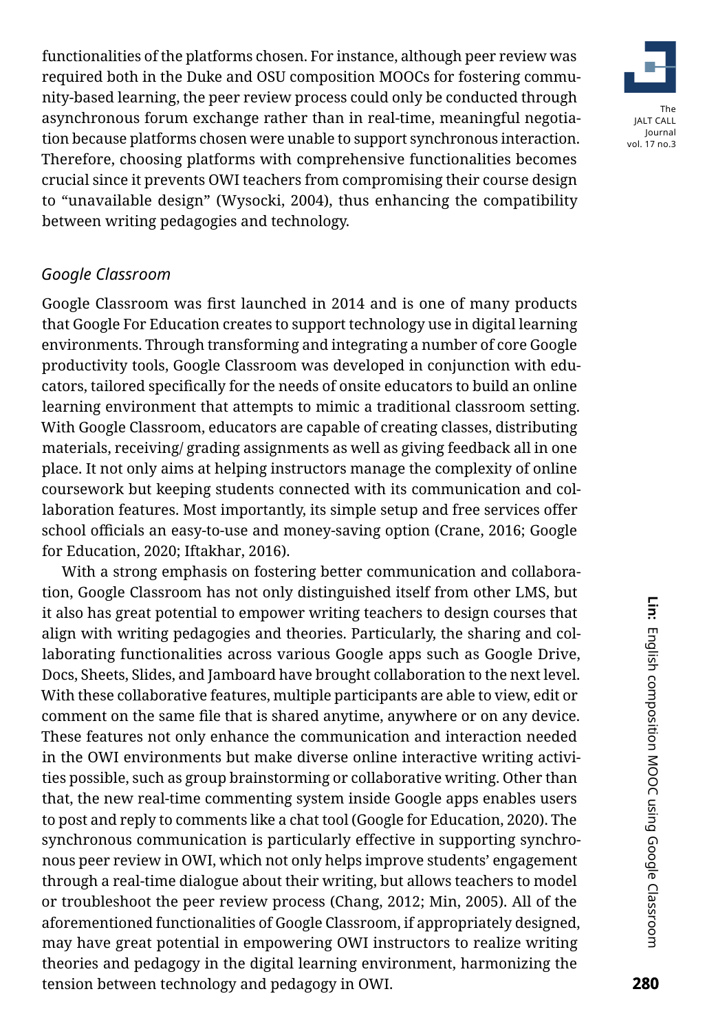functionalities of the platforms chosen. For instance, although peer review was required both in the Duke and OSU composition MOOCs for fostering community-based learning, the peer review process could only be conducted through asynchronous forum exchange rather than in real-time, meaningful negotiation because platforms chosen were unable to support synchronous interaction. Therefore, choosing platforms with comprehensive functionalities becomes crucial since it prevents OWI teachers from compromising their course design to "unavailable design" (Wysocki, 2004), thus enhancing the compatibility between writing pedagogies and technology.

### *Google Classroom*

Google Classroom was first launched in 2014 and is one of many products that Google For Education creates to support technology use in digital learning environments. Through transforming and integrating a number of core Google productivity tools, Google Classroom was developed in conjunction with educators, tailored specifically for the needs of onsite educators to build an online learning environment that attempts to mimic a traditional classroom setting. With Google Classroom, educators are capable of creating classes, distributing materials, receiving/ grading assignments as well as giving feedback all in one place. It not only aims at helping instructors manage the complexity of online coursework but keeping students connected with its communication and collaboration features. Most importantly, its simple setup and free services offer school officials an easy-to-use and money-saving option (Crane, 2016; Google for Education, 2020; Iftakhar, 2016).

With a strong emphasis on fostering better communication and collaboration, Google Classroom has not only distinguished itself from other LMS, but it also has great potential to empower writing teachers to design courses that align with writing pedagogies and theories. Particularly, the sharing and collaborating functionalities across various Google apps such as Google Drive, Docs, Sheets, Slides, and Jamboard have brought collaboration to the next level. With these collaborative features, multiple participants are able to view, edit or comment on the same file that is shared anytime, anywhere or on any device. These features not only enhance the communication and interaction needed in the OWI environments but make diverse online interactive writing activities possible, such as group brainstorming or collaborative writing. Other than that, the new real-time commenting system inside Google apps enables users to post and reply to comments like a chat tool (Google for Education, 2020). The synchronous communication is particularly effective in supporting synchronous peer review in OWI, which not only helps improve students' engagement through a real-time dialogue about their writing, but allows teachers to model or troubleshoot the peer review process (Chang, 2012; Min, 2005). All of the aforementioned functionalities of Google Classroom, if appropriately designed, may have great potential in empowering OWI instructors to realize writing theories and pedagogy in the digital learning environment, harmonizing the tension between technology and pedagogy in OWI.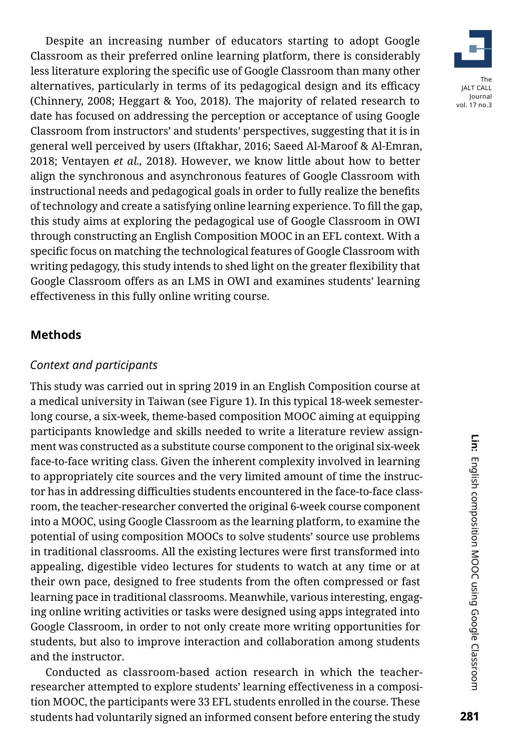Despite an increasing number of educators starting to adopt Google Classroom as their preferred online learning platform, there is considerably less literature exploring the specific use of Google Classroom than many other alternatives, particularly in terms of its pedagogical design and its efficacy (Chinnery, 2008; Heggart & Yoo, 2018). The majority of related research to date has focused on addressing the perception or acceptance of using Google Classroom from instructors' and students' perspectives, suggesting that it is in general well perceived by users (Iftakhar, 2016; Saeed Al-Maroof & Al-Emran, 2018; Ventayen *et al.,* 2018). However, we know little about how to better align the synchronous and asynchronous features of Google Classroom with instructional needs and pedagogical goals in order to fully realize the benefits of technology and create a satisfying online learning experience. To fill the gap, this study aims at exploring the pedagogical use of Google Classroom in OWI through constructing an English Composition MOOC in an EFL context. With a specific focus on matching the technological features of Google Classroom with writing pedagogy, this study intends to shed light on the greater flexibility that Google Classroom offers as an LMS in OWI and examines students' learning effectiveness in this fully online writing course.

## Methods

### *Context and participants*

This study was carried out in spring 2019 in an English Composition course at a medical university in Taiwan (see Figure 1). In this typical 18-week semester-long course, a six-week, theme-based composition MOOC aiming at equipping participants knowledge and skills needed to write a literature review assignment was constructed as a substitute course component to the original six-week face-to-face writing class. Given the inherent complexity involved in learning to appropriately cite sources and the very limited amount of time the instructor has in addressing difficulties students encountered in the face-to-face classroom, the teacher-researcher converted the original 6-week course component into a MOOC, using Google Classroom as the learning platform, to examine the potential of using composition MOOCs to solve students' source use problems in traditional classrooms. All the existing lectures were first transformed into appealing, digestible video lectures for students to watch at any time or at their own pace, designed to free students from the often compressed or fast learning pace in traditional classrooms. Meanwhile, various interesting, engaging online writing activities or tasks were designed using apps integrated into Google Classroom, in order to not only create more writing opportunities for students, but also to improve interaction and collaboration among students and the instructor.

Conducted as classroom-based action research in which the teacher-researcher attempted to explore students' learning effectiveness in a composition MOOC, the participants were 33 EFL students enrolled in the course. These students had voluntarily signed an informed consent before entering the study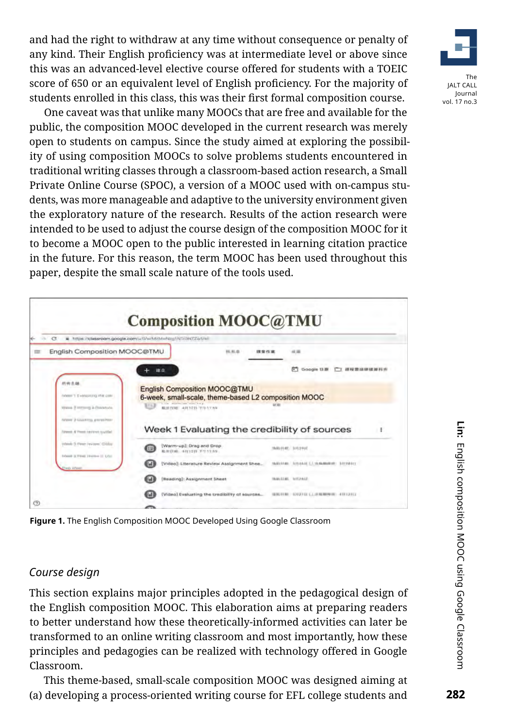and had the right to withdraw at any time without consequence or penalty of any kind. Their English proficiency was at intermediate level or above since this was an advanced-level elective course offered for students with a TOEIC score of 650 or an equivalent level of English proficiency. For the majority of students enrolled in this class, this was their first formal composition course.

One caveat was that unlike many MOOCs that are free and available for the public, the composition MOOC developed in the current research was merely open to students on campus. Since the study aimed at exploring the possibility of using composition MOOCs to solve problems students encountered in traditional writing classes through a classroom-based action research, a Small Private Online Course (SPOC), a version of a MOOC used with on-campus students, was more manageable and adaptive to the university environment given the exploratory nature of the research. Results of the action research were intended to be used to adjust the course design of the composition MOOC for it to become a MOOC open to the public interested in learning citation practice in the future. For this reason, the term MOOC has been used throughout this paper, despite the small scale nature of the tools used.

**Figure 1.** The English Composition MOOC Developed Using Google Classroom

### *Course design*

This section explains major principles adopted in the pedagogical design of the English composition MOOC. This elaboration aims at preparing readers to better understand how these theoretically-informed activities can later be transformed to an online writing classroom and most importantly, how these principles and pedagogies can be realized with technology offered in Google Classroom.

This theme-based, small-scale composition MOOC was designed aiming at (a) developing a process-oriented writing course for EFL college students and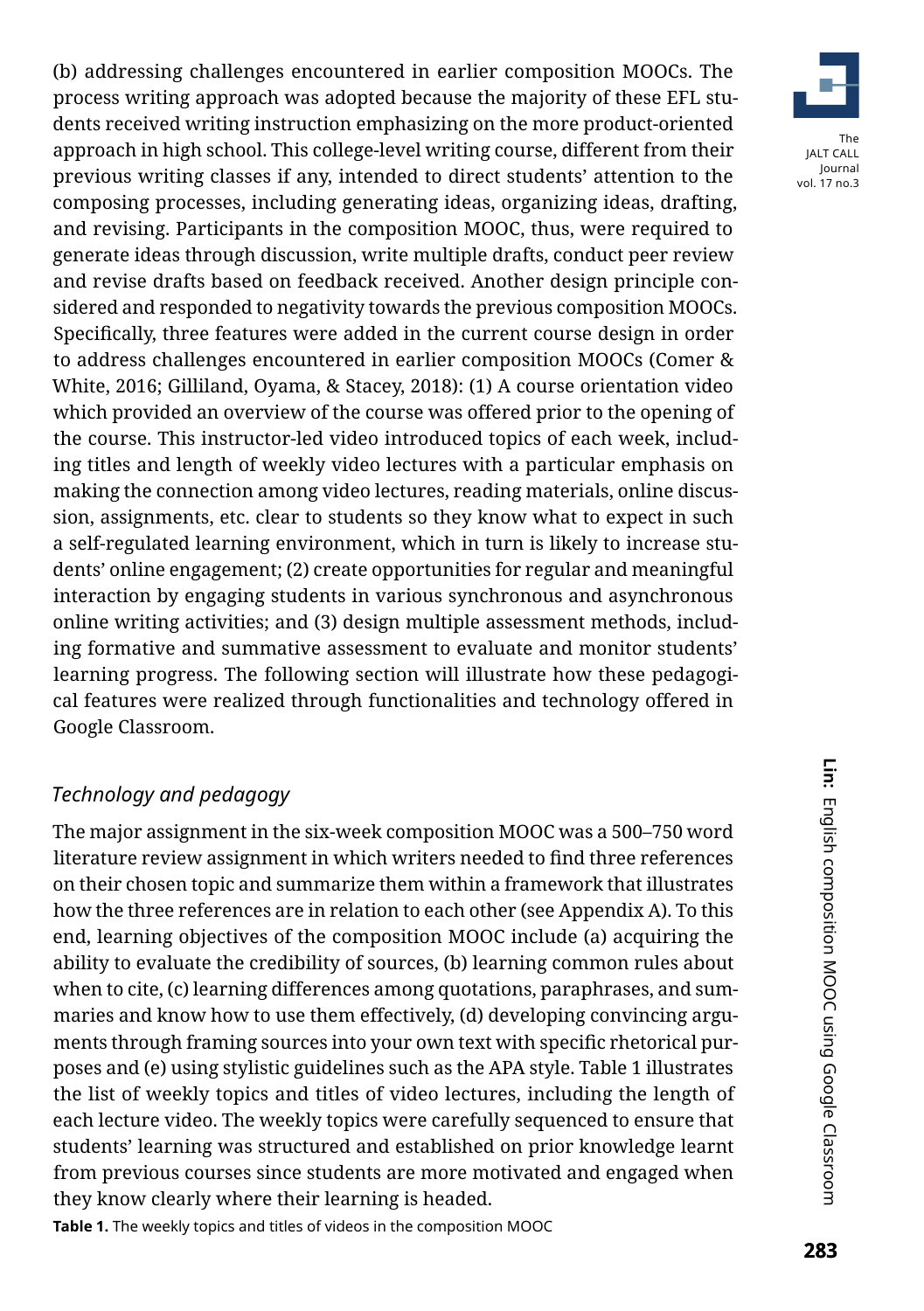(b) addressing challenges encountered in earlier composition MOOCs. The process writing approach was adopted because the majority of these EFL students received writing instruction emphasizing on the more product-oriented approach in high school. This college-level writing course, different from their previous writing classes if any, intended to direct students' attention to the composing processes, including generating ideas, organizing ideas, drafting, and revising. Participants in the composition MOOC, thus, were required to generate ideas through discussion, write multiple drafts, conduct peer review and revise drafts based on feedback received. Another design principle considered and responded to negativity towards the previous composition MOOCs. Specifically, three features were added in the current course design in order to address challenges encountered in earlier composition MOOCs (Comer & White, 2016; Gilliland, Oyama, & Stacey, 2018): (1) A course orientation video which provided an overview of the course was offered prior to the opening of the course. This instructor-led video introduced topics of each week, including titles and length of weekly video lectures with a particular emphasis on making the connection among video lectures, reading materials, online discussion, assignments, etc. clear to students so they know what to expect in such a self-regulated learning environment, which in turn is likely to increase students' online engagement; (2) create opportunities for regular and meaningful interaction by engaging students in various synchronous and asynchronous online writing activities; and (3) design multiple assessment methods, including formative and summative assessment to evaluate and monitor students' learning progress. The following section will illustrate how these pedagogical features were realized through functionalities and technology offered in Google Classroom.

### *Technology and pedagogy*

The major assignment in the six-week composition MOOC was a 500–750 word literature review assignment in which writers needed to find three references on their chosen topic and summarize them within a framework that illustrates how the three references are in relation to each other (see Appendix A). To this end, learning objectives of the composition MOOC include (a) acquiring the ability to evaluate the credibility of sources, (b) learning common rules about when to cite, (c) learning differences among quotations, paraphrases, and summaries and know how to use them effectively, (d) developing convincing arguments through framing sources into your own text with specific rhetorical purposes and (e) using stylistic guidelines such as the APA style. Table 1 illustrates the list of weekly topics and titles of video lectures, including the length of each lecture video. The weekly topics were carefully sequenced to ensure that students' learning was structured and established on prior knowledge learnt from previous courses since students are more motivated and engaged when they know clearly where their learning is headed.

**Table 1.** The weekly topics and titles of videos in the composition MOOC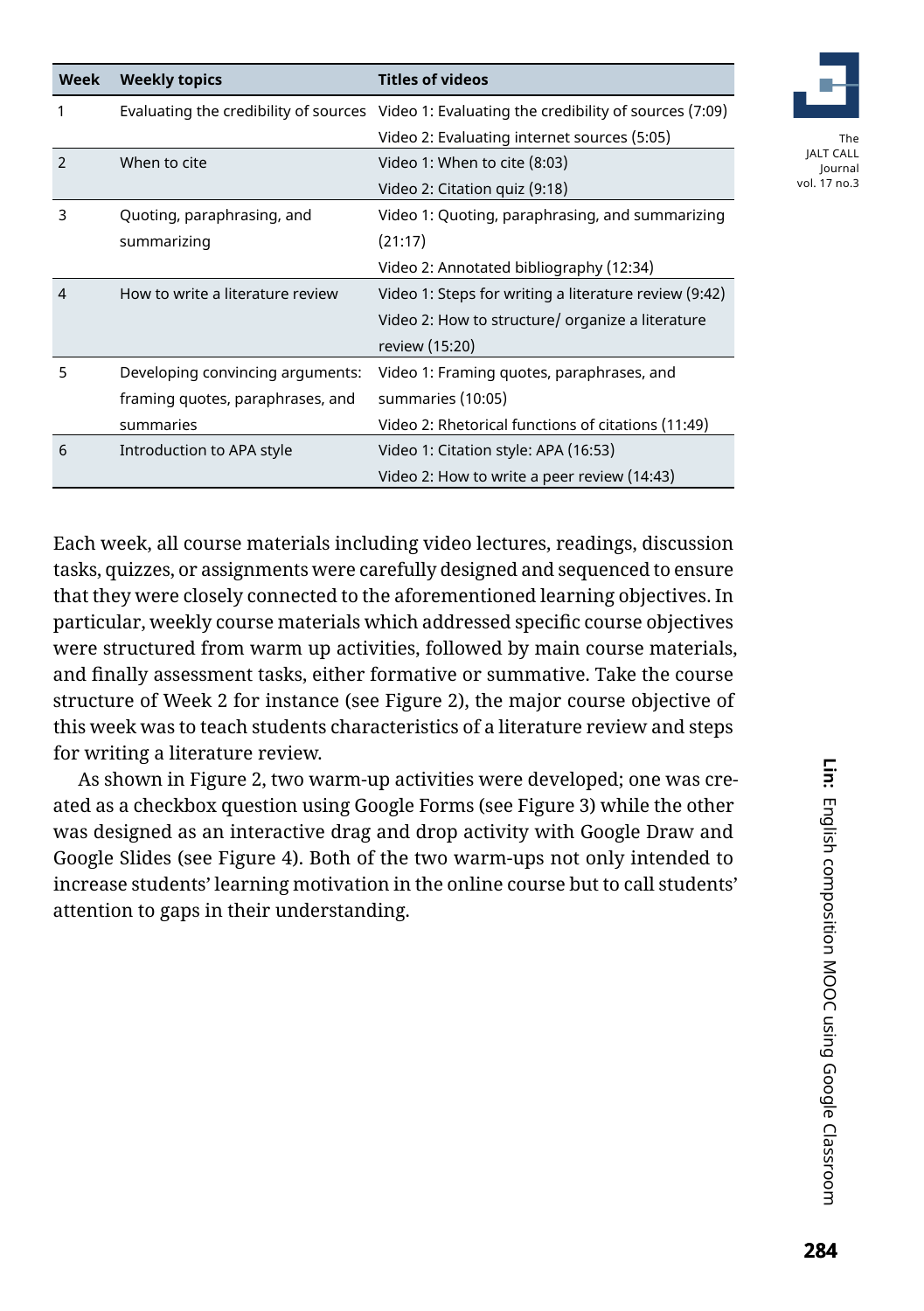| Week | Weekly topics | Titles of videos |
| --- | --- | --- |
| 1 | Evaluating the credibility of sources | Video 1: Evaluating the credibility of sources (7:09) |
| | | Video 2: Evaluating internet sources (5:05) |
| 2 | When to cite | Video 1: When to cite (8:03) |
| | | Video 2: Citation quiz (9:18) |
| 3 | Quoting, paraphrasing, and summarizing | Video 1: Quoting, paraphrasing, and summarizing (21:17) |
| | | Video 2: Annotated bibliography (12:34) |
| 4 | How to write a literature review | Video 1: Steps for writing a literature review (9:42) |
| | | Video 2: How to structure/ organize a literature review (15:20) |
| 5 | Developing convincing arguments: framing quotes, paraphrases, and summaries | Video 1: Framing quotes, paraphrases, and summaries (10:05) |
| | | Video 2: Rhetorical functions of citations (11:49) |
| 6 | Introduction to APA style | Video 1: Citation style: APA (16:53) |
| | | Video 2: How to write a peer review (14:43) |

Each week, all course materials including video lectures, readings, discussion tasks, quizzes, or assignments were carefully designed and sequenced to ensure that they were closely connected to the aforementioned learning objectives. In particular, weekly course materials which addressed specific course objectives were structured from warm up activities, followed by main course materials, and finally assessment tasks, either formative or summative. Take the course structure of Week 2 for instance (see Figure 2), the major course objective of this week was to teach students characteristics of a literature review and steps for writing a literature review.

As shown in Figure 2, two warm-up activities were developed; one was created as a checkbox question using Google Forms (see Figure 3) while the other was designed as an interactive drag and drop activity with Google Draw and Google Slides (see Figure 4). Both of the two warm-ups not only intended to increase students' learning motivation in the online course but to call students' attention to gaps in their understanding.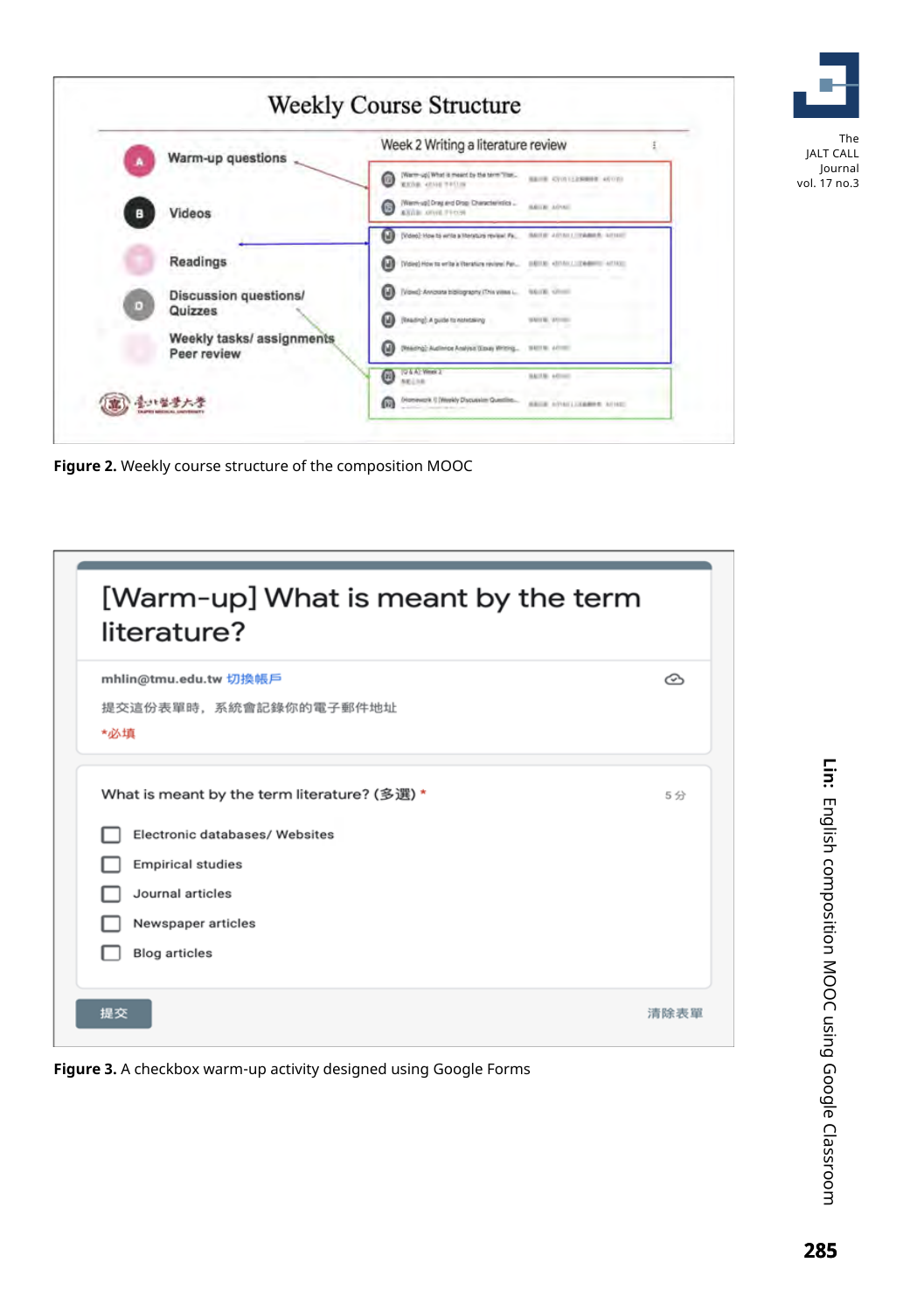Figure 2. Weekly course structure of the composition MOOC

Figure 3. A checkbox warm-up activity designed using Google Forms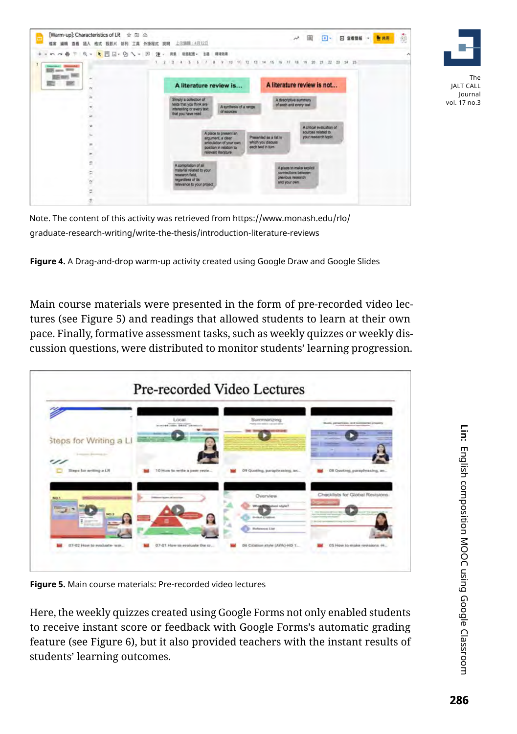Note. The content of this activity was retrieved from https://www.monash.edu/rlo/graduate-research-writing/write-the-thesis/introduction-literature-reviews

**Figure 4.** A Drag-and-drop warm-up activity created using Google Draw and Google Slides

Main course materials were presented in the form of pre-recorded video lectures (see Figure 5) and readings that allowed students to learn at their own pace. Finally, formative assessment tasks, such as weekly quizzes or weekly discussion questions, were distributed to monitor students' learning progression.

**Figure 5.** Main course materials: Pre-recorded video lectures

Here, the weekly quizzes created using Google Forms not only enabled students to receive instant score or feedback with Google Forms's automatic grading feature (see Figure 6), but it also provided teachers with the instant results of students' learning outcomes.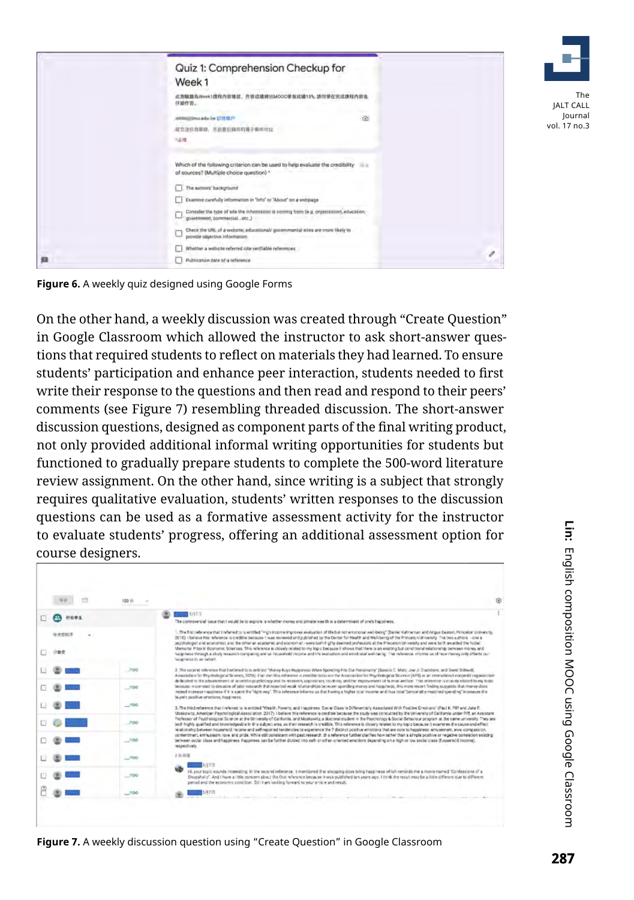Figure 6. A weekly quiz designed using Google Forms

On the other hand, a weekly discussion was created through "Create Question" in Google Classroom which allowed the instructor to ask short-answer questions that required students to reflect on materials they had learned. To ensure students' participation and enhance peer interaction, students needed to first write their response to the questions and then read and respond to their peers' comments (see Figure 7) resembling threaded discussion. The short-answer discussion questions, designed as component parts of the final writing product, not only provided additional informal writing opportunities for students but functioned to gradually prepare students to complete the 500-word literature review assignment. On the other hand, since writing is a subject that strongly requires qualitative evaluation, students' written responses to the discussion questions can be used as a formative assessment activity for the instructor to evaluate students' progress, offering an additional assessment option for course designers.

Figure 7. A weekly discussion question using "Create Question" in Google Classroom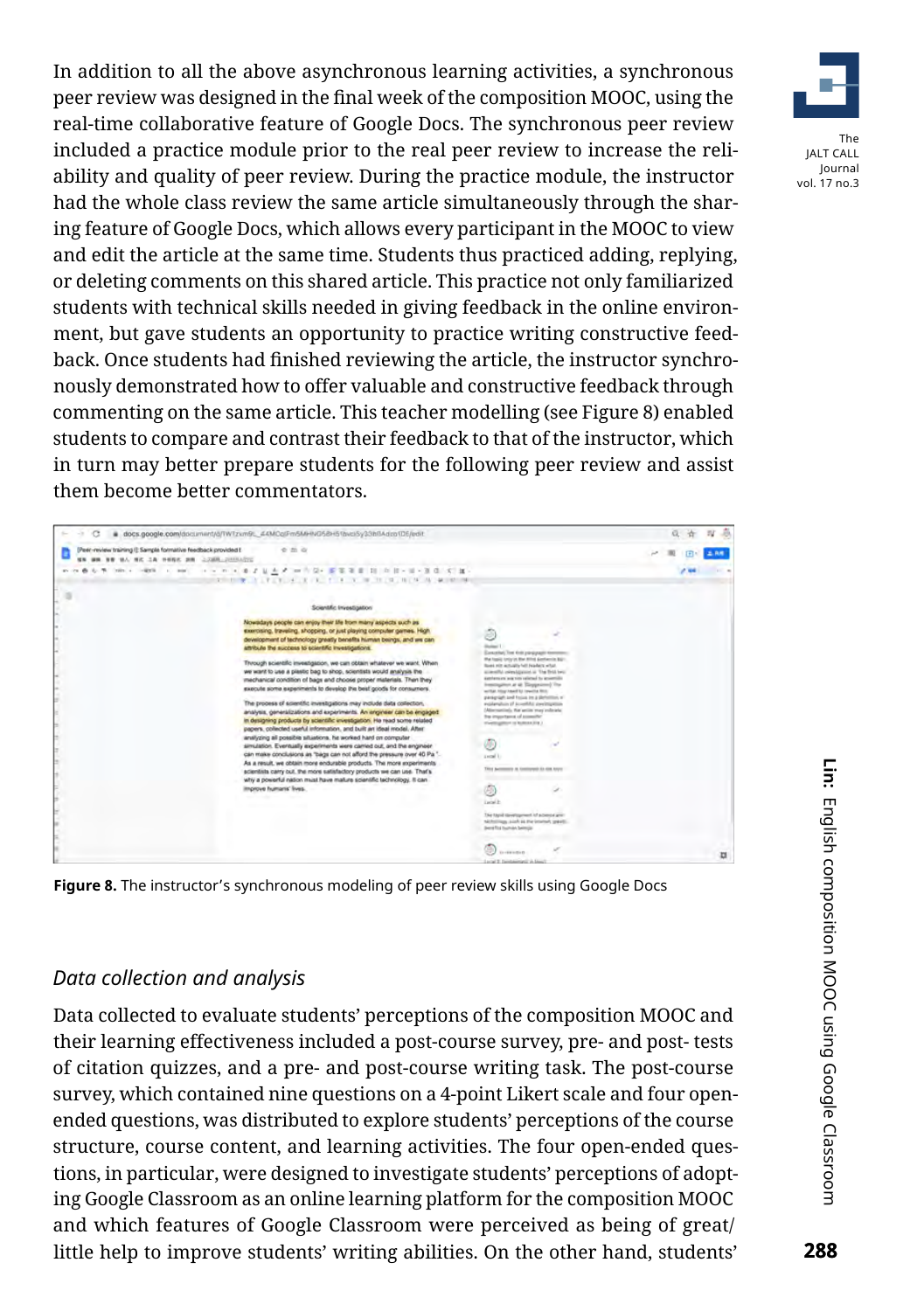In addition to all the above asynchronous learning activities, a synchronous peer review was designed in the final week of the composition MOOC, using the real-time collaborative feature of Google Docs. The synchronous peer review included a practice module prior to the real peer review to increase the reliability and quality of peer review. During the practice module, the instructor had the whole class review the same article simultaneously through the sharing feature of Google Docs, which allows every participant in the MOOC to view and edit the article at the same time. Students thus practiced adding, replying, or deleting comments on this shared article. This practice not only familiarized students with technical skills needed in giving feedback in the online environment, but gave students an opportunity to practice writing constructive feedback. Once students had finished reviewing the article, the instructor synchronously demonstrated how to offer valuable and constructive feedback through commenting on the same article. This teacher modelling (see Figure 8) enabled students to compare and contrast their feedback to that of the instructor, which in turn may better prepare students for the following peer review and assist them become better commentators.

**Figure 8.** The instructor's synchronous modeling of peer review skills using Google Docs

### *Data collection and analysis*

Data collected to evaluate students' perceptions of the composition MOOC and their learning effectiveness included a post-course survey, pre- and post- tests of citation quizzes, and a pre- and post-course writing task. The post-course survey, which contained nine questions on a 4-point Likert scale and four open-ended questions, was distributed to explore students' perceptions of the course structure, course content, and learning activities. The four open-ended questions, in particular, were designed to investigate students' perceptions of adopting Google Classroom as an online learning platform for the composition MOOC and which features of Google Classroom were perceived as being of great/little help to improve students' writing abilities. On the other hand, students'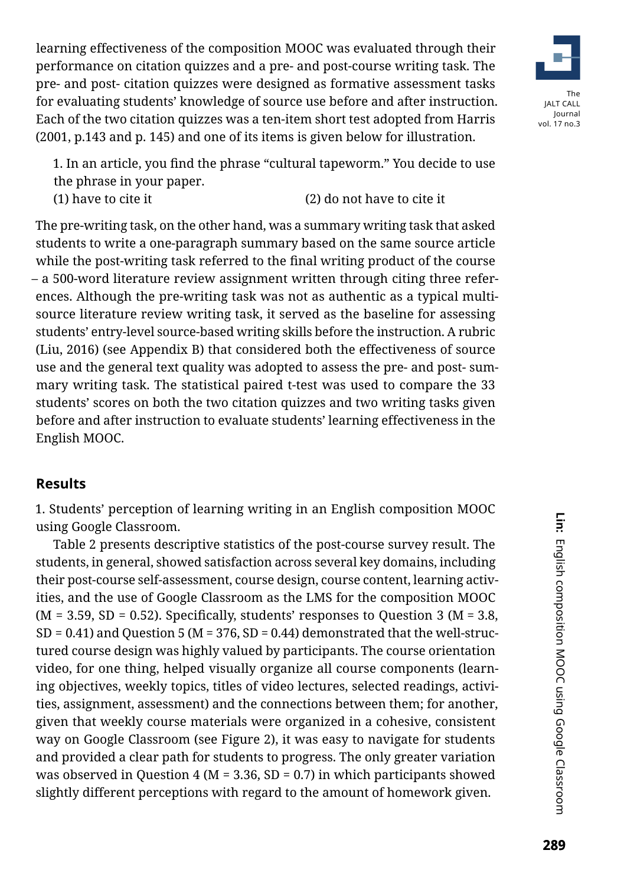learning effectiveness of the composition MOOC was evaluated through their performance on citation quizzes and a pre- and post-course writing task. The pre- and post- citation quizzes were designed as formative assessment tasks for evaluating students' knowledge of source use before and after instruction. Each of the two citation quizzes was a ten-item short test adopted from Harris (2001, p.143 and p. 145) and one of its items is given below for illustration.

> 1. In an article, you find the phrase "cultural tapeworm." You decide to use the phrase in your paper.
> (1) have to cite it (2) do not have to cite it

The pre-writing task, on the other hand, was a summary writing task that asked students to write a one-paragraph summary based on the same source article while the post-writing task referred to the final writing product of the course – a 500-word literature review assignment written through citing three references. Although the pre-writing task was not as authentic as a typical multi-source literature review writing task, it served as the baseline for assessing students' entry-level source-based writing skills before the instruction. A rubric (Liu, 2016) (see Appendix B) that considered both the effectiveness of source use and the general text quality was adopted to assess the pre- and post- summary writing task. The statistical paired t-test was used to compare the 33 students' scores on both the two citation quizzes and two writing tasks given before and after instruction to evaluate students' learning effectiveness in the English MOOC.

## Results

1. Students' perception of learning writing in an English composition MOOC using Google Classroom.

Table 2 presents descriptive statistics of the post-course survey result. The students, in general, showed satisfaction across several key domains, including their post-course self-assessment, course design, course content, learning activities, and the use of Google Classroom as the LMS for the composition MOOC ($M = 3.59$, $SD = 0.52$). Specifically, students' responses to Question 3 ($M = 3.8$, $SD = 0.41$) and Question 5 ($M = 376$, $SD = 0.44$) demonstrated that the well-structured course design was highly valued by participants. The course orientation video, for one thing, helped visually organize all course components (learning objectives, weekly topics, titles of video lectures, selected readings, activities, assignment, assessment) and the connections between them; for another, given that weekly course materials were organized in a cohesive, consistent way on Google Classroom (see Figure 2), it was easy to navigate for students and provided a clear path for students to progress. The only greater variation was observed in Question 4 ($M = 3.36$, $SD = 0.7$) in which participants showed slightly different perceptions with regard to the amount of homework given.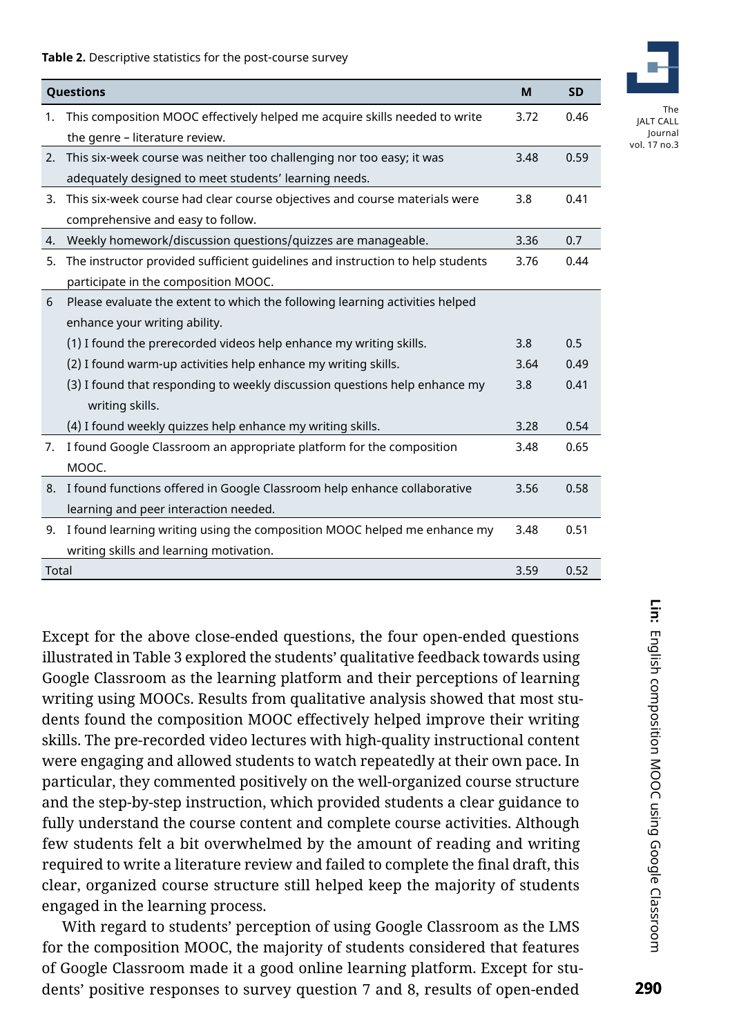**Table 2.** Descriptive statistics for the post-course survey

| Questions | M | SD |
|---|---|---|
| 1. This composition MOOC effectively helped me acquire skills needed to write the genre – literature review. | 3.72 | 0.46 |
| 2. This six-week course was neither too challenging nor too easy; it was adequately designed to meet students' learning needs. | 3.48 | 0.59 |
| 3. This six-week course had clear course objectives and course materials were comprehensive and easy to follow. | 3.8 | 0.41 |
| 4. Weekly homework/discussion questions/quizzes are manageable. | 3.36 | 0.7 |
| 5. The instructor provided sufficient guidelines and instruction to help students participate in the composition MOOC. | 3.76 | 0.44 |
| 6 Please evaluate the extent to which the following learning activities helped enhance your writing ability. | | |
| (1) I found the prerecorded videos help enhance my writing skills. | 3.8 | 0.5 |
| (2) I found warm-up activities help enhance my writing skills. | 3.64 | 0.49 |
| (3) I found that responding to weekly discussion questions help enhance my writing skills. | 3.8 | 0.41 |
| (4) I found weekly quizzes help enhance my writing skills. | 3.28 | 0.54 |
| 7. I found Google Classroom an appropriate platform for the composition MOOC. | 3.48 | 0.65 |
| 8. I found functions offered in Google Classroom help enhance collaborative learning and peer interaction needed. | 3.56 | 0.58 |
| 9. I found learning writing using the composition MOOC helped me enhance my writing skills and learning motivation. | 3.48 | 0.51 |
| Total | 3.59 | 0.52 |

Except for the above close-ended questions, the four open-ended questions illustrated in Table 3 explored the students' qualitative feedback towards using Google Classroom as the learning platform and their perceptions of learning writing using MOOCs. Results from qualitative analysis showed that most students found the composition MOOC effectively helped improve their writing skills. The pre-recorded video lectures with high-quality instructional content were engaging and allowed students to watch repeatedly at their own pace. In particular, they commented positively on the well-organized course structure and the step-by-step instruction, which provided students a clear guidance to fully understand the course content and complete course activities. Although few students felt a bit overwhelmed by the amount of reading and writing required to write a literature review and failed to complete the final draft, this clear, organized course structure still helped keep the majority of students engaged in the learning process.

With regard to students' perception of using Google Classroom as the LMS for the composition MOOC, the majority of students considered that features of Google Classroom made it a good online learning platform. Except for students' positive responses to survey question 7 and 8, results of open-ended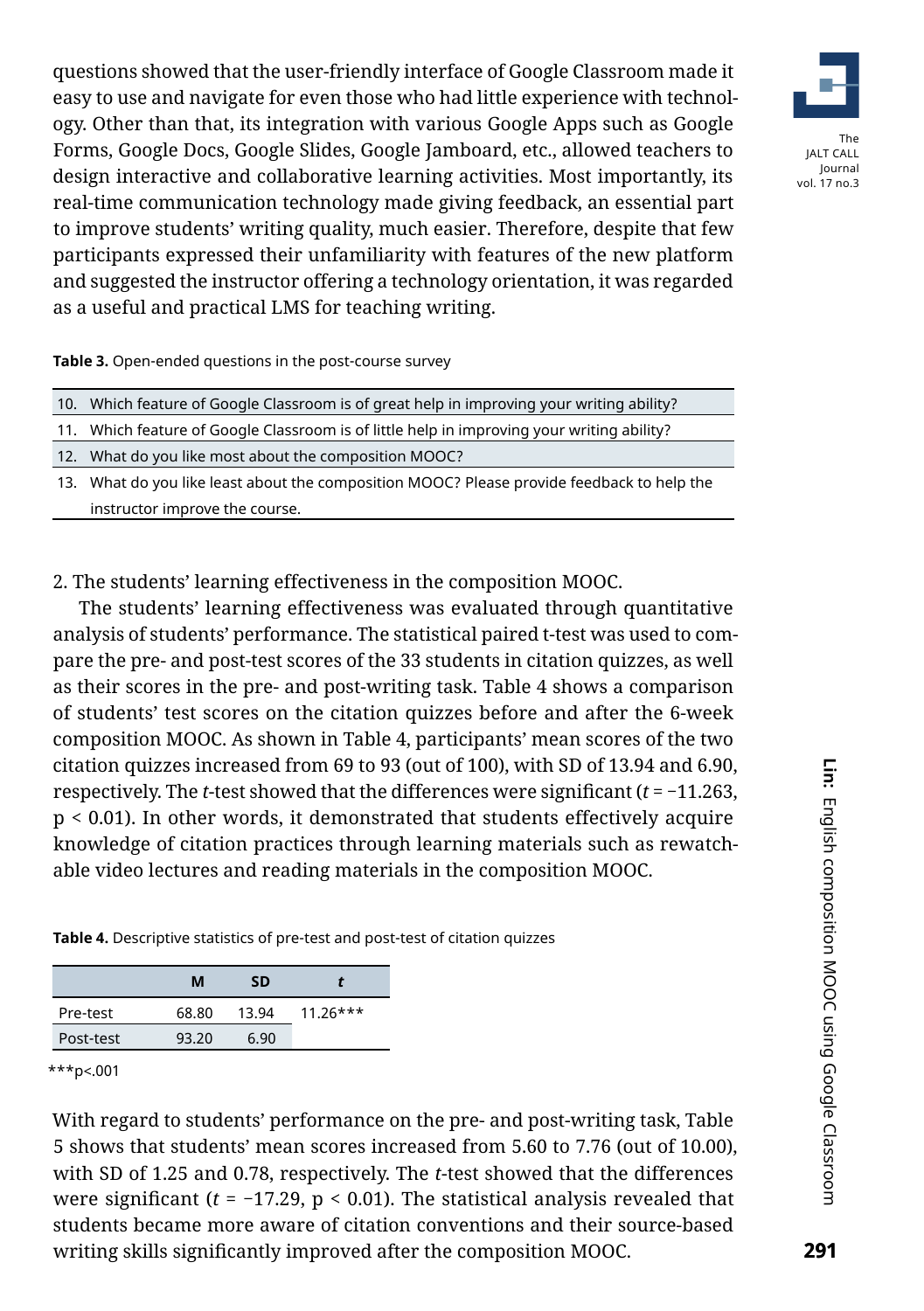questions showed that the user-friendly interface of Google Classroom made it easy to use and navigate for even those who had little experience with technology. Other than that, its integration with various Google Apps such as Google Forms, Google Docs, Google Slides, Google Jamboard, etc., allowed teachers to design interactive and collaborative learning activities. Most importantly, its real-time communication technology made giving feedback, an essential part to improve students' writing quality, much easier. Therefore, despite that few participants expressed their unfamiliarity with features of the new platform and suggested the instructor offering a technology orientation, it was regarded as a useful and practical LMS for teaching writing.

**Table 3.** Open-ended questions in the post-course survey

| | |
|---|---|
| 10. | Which feature of Google Classroom is of great help in improving your writing ability? |
| 11. | Which feature of Google Classroom is of little help in improving your writing ability? |
| 12. | What do you like most about the composition MOOC? |
| 13. | What do you like least about the composition MOOC? Please provide feedback to help the instructor improve the course. |

2. The students' learning effectiveness in the composition MOOC.

The students' learning effectiveness was evaluated through quantitative analysis of students' performance. The statistical paired t-test was used to compare the pre- and post-test scores of the 33 students in citation quizzes, as well as their scores in the pre- and post-writing task. Table 4 shows a comparison of students' test scores on the citation quizzes before and after the 6-week composition MOOC. As shown in Table 4, participants' mean scores of the two citation quizzes increased from 69 to 93 (out of 100), with SD of 13.94 and 6.90, respectively. The *t*-test showed that the differences were significant ($t = -11.263$, $p < 0.01$). In other words, it demonstrated that students effectively acquire knowledge of citation practices through learning materials such as rewatchable video lectures and reading materials in the composition MOOC.

**Table 4.** Descriptive statistics of pre-test and post-test of citation quizzes

| | M | SD | *t* |
|---|---|---|---|
| Pre-test | 68.80 | 13.94 | 11.26*** |
| Post-test | 93.20 | 6.90 | |

***p<.001

With regard to students' performance on the pre- and post-writing task, Table 5 shows that students' mean scores increased from 5.60 to 7.76 (out of 10.00), with SD of 1.25 and 0.78, respectively. The *t*-test showed that the differences were significant ($t = -17.29$, $p < 0.01$). The statistical analysis revealed that students became more aware of citation conventions and their source-based writing skills significantly improved after the composition MOOC.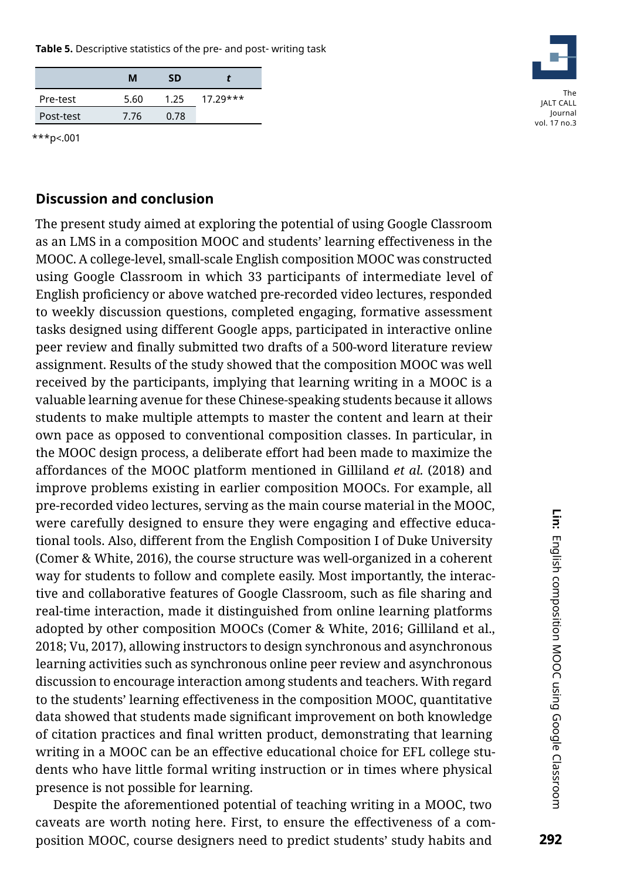**Table 5.** Descriptive statistics of the pre- and post- writing task

| | M | SD | *t* |
|---|---|---|---|
| Pre-test | 5.60 | 1.25 | 17.29*** |
| Post-test | 7.76 | 0.78 | |

***p<.001

## Discussion and conclusion

The present study aimed at exploring the potential of using Google Classroom as an LMS in a composition MOOC and students' learning effectiveness in the MOOC. A college-level, small-scale English composition MOOC was constructed using Google Classroom in which 33 participants of intermediate level of English proficiency or above watched pre-recorded video lectures, responded to weekly discussion questions, completed engaging, formative assessment tasks designed using different Google apps, participated in interactive online peer review and finally submitted two drafts of a 500-word literature review assignment. Results of the study showed that the composition MOOC was well received by the participants, implying that learning writing in a MOOC is a valuable learning avenue for these Chinese-speaking students because it allows students to make multiple attempts to master the content and learn at their own pace as opposed to conventional composition classes. In particular, in the MOOC design process, a deliberate effort had been made to maximize the affordances of the MOOC platform mentioned in Gilliland *et al.* (2018) and improve problems existing in earlier composition MOOCs. For example, all pre-recorded video lectures, serving as the main course material in the MOOC, were carefully designed to ensure they were engaging and effective educational tools. Also, different from the English Composition I of Duke University (Comer & White, 2016), the course structure was well-organized in a coherent way for students to follow and complete easily. Most importantly, the interactive and collaborative features of Google Classroom, such as file sharing and real-time interaction, made it distinguished from online learning platforms adopted by other composition MOOCs (Comer & White, 2016; Gilliland et al., 2018; Vu, 2017), allowing instructors to design synchronous and asynchronous learning activities such as synchronous online peer review and asynchronous discussion to encourage interaction among students and teachers. With regard to the students' learning effectiveness in the composition MOOC, quantitative data showed that students made significant improvement on both knowledge of citation practices and final written product, demonstrating that learning writing in a MOOC can be an effective educational choice for EFL college students who have little formal writing instruction or in times where physical presence is not possible for learning.

Despite the aforementioned potential of teaching writing in a MOOC, two caveats are worth noting here. First, to ensure the effectiveness of a composition MOOC, course designers need to predict students' study habits and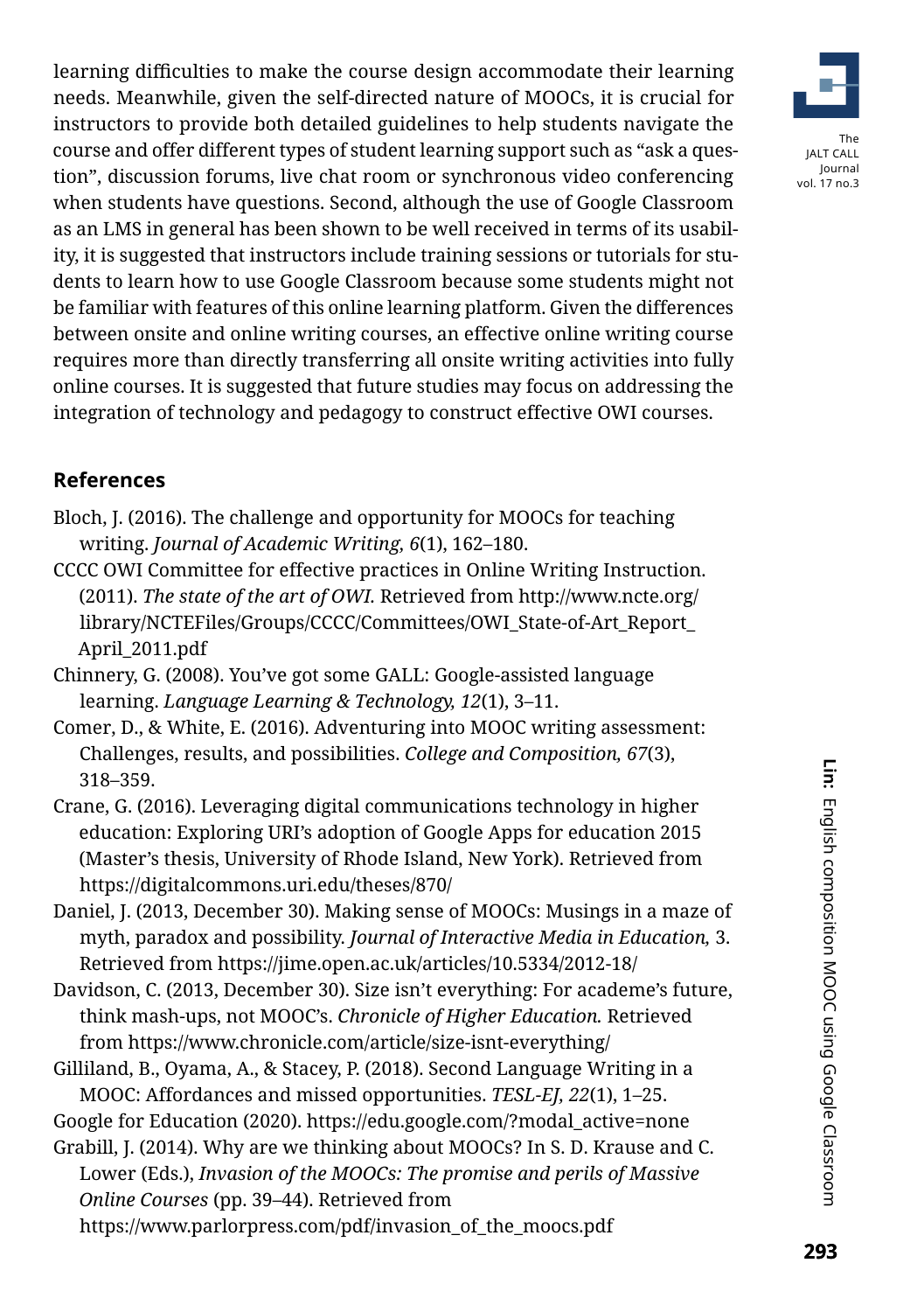learning difficulties to make the course design accommodate their learning needs. Meanwhile, given the self-directed nature of MOOCs, it is crucial for instructors to provide both detailed guidelines to help students navigate the course and offer different types of student learning support such as "ask a question", discussion forums, live chat room or synchronous video conferencing when students have questions. Second, although the use of Google Classroom as an LMS in general has been shown to be well received in terms of its usability, it is suggested that instructors include training sessions or tutorials for students to learn how to use Google Classroom because some students might not be familiar with features of this online learning platform. Given the differences between onsite and online writing courses, an effective online writing course requires more than directly transferring all onsite writing activities into fully online courses. It is suggested that future studies may focus on addressing the integration of technology and pedagogy to construct effective OWI courses.

## References

Bloch, J. (2016). The challenge and opportunity for MOOCs for teaching writing. *Journal of Academic Writing, 6*(1), 162–180.

CCCC OWI Committee for effective practices in Online Writing Instruction. (2011). *The state of the art of OWI.* Retrieved from http://www.ncte.org/library/NCTEFiles/Groups/CCCC/Committees/OWI_State-of-Art_Report_April_2011.pdf

Chinnery, G. (2008). You've got some GALL: Google-assisted language learning. *Language Learning & Technology, 12*(1), 3–11.

Comer, D., & White, E. (2016). Adventuring into MOOC writing assessment: Challenges, results, and possibilities. *College and Composition, 67*(3), 318–359.

Crane, G. (2016). Leveraging digital communications technology in higher education: Exploring URI's adoption of Google Apps for education 2015 (Master's thesis, University of Rhode Island, New York). Retrieved from https://digitalcommons.uri.edu/theses/870/

Daniel, J. (2013, December 30). Making sense of MOOCs: Musings in a maze of myth, paradox and possibility. *Journal of Interactive Media in Education,* 3. Retrieved from https://jime.open.ac.uk/articles/10.5334/2012-18/

Davidson, C. (2013, December 30). Size isn't everything: For academe's future, think mash-ups, not MOOC's. *Chronicle of Higher Education.* Retrieved from https://www.chronicle.com/article/size-isnt-everything/

Gilliland, B., Oyama, A., & Stacey, P. (2018). Second Language Writing in a MOOC: Affordances and missed opportunities. *TESL-EJ, 22*(1), 1–25.

Google for Education (2020). https://edu.google.com/?modal_active=none

Grabill, J. (2014). Why are we thinking about MOOCs? In S. D. Krause and C. Lower (Eds.), *Invasion of the MOOCs: The promise and perils of Massive Online Courses* (pp. 39–44). Retrieved from https://www.parlorpress.com/pdf/invasion_of_the_moocs.pdf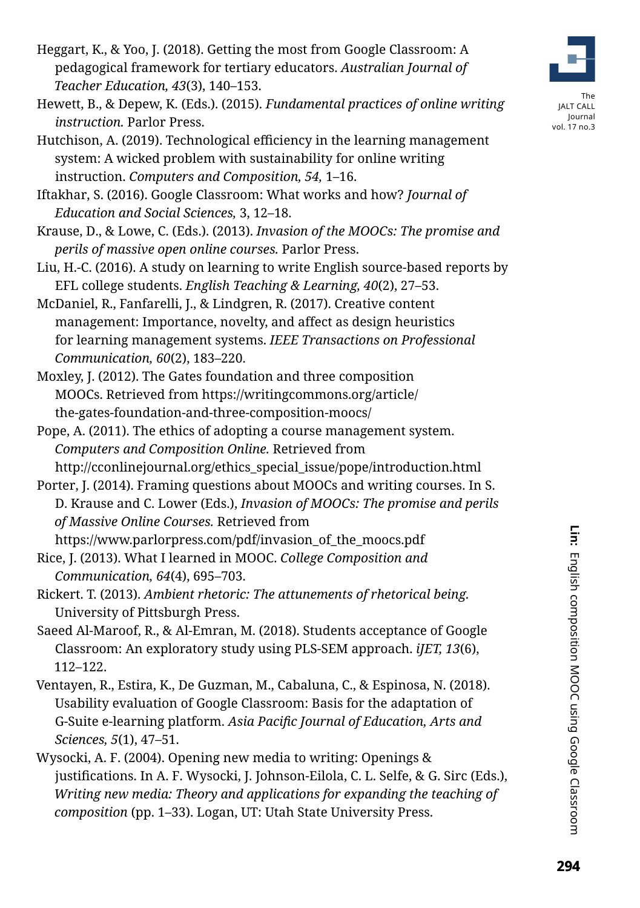Heggart, K., & Yoo, J. (2018). Getting the most from Google Classroom: A pedagogical framework for tertiary educators. *Australian Journal of Teacher Education, 43*(3), 140–153.

Hewett, B., & Depew, K. (Eds.). (2015). *Fundamental practices of online writing instruction.* Parlor Press.

Hutchison, A. (2019). Technological efficiency in the learning management system: A wicked problem with sustainability for online writing instruction. *Computers and Composition, 54,* 1–16.

Iftakhar, S. (2016). Google Classroom: What works and how? *Journal of Education and Social Sciences,* 3, 12–18.

Krause, D., & Lowe, C. (Eds.). (2013). *Invasion of the MOOCs: The promise and perils of massive open online courses.* Parlor Press.

Liu, H.-C. (2016). A study on learning to write English source-based reports by EFL college students. *English Teaching & Learning, 40*(2), 27–53.

McDaniel, R., Fanfarelli, J., & Lindgren, R. (2017). Creative content management: Importance, novelty, and affect as design heuristics for learning management systems. *IEEE Transactions on Professional Communication, 60*(2), 183–220.

Moxley, J. (2012). The Gates foundation and three composition MOOCs. Retrieved from https://writingcommons.org/article/the-gates-foundation-and-three-composition-moocs/

Pope, A. (2011). The ethics of adopting a course management system. *Computers and Composition Online.* Retrieved from http://cconlinejournal.org/ethics_special_issue/pope/introduction.html

Porter, J. (2014). Framing questions about MOOCs and writing courses. In S. D. Krause and C. Lower (Eds.), *Invasion of MOOCs: The promise and perils of Massive Online Courses.* Retrieved from https://www.parlorpress.com/pdf/invasion_of_the_moocs.pdf

Rice, J. (2013). What I learned in MOOC. *College Composition and Communication, 64*(4), 695–703.

Rickert. T. (2013). *Ambient rhetoric: The attunements of rhetorical being.* University of Pittsburgh Press.

Saeed Al-Maroof, R., & Al-Emran, M. (2018). Students acceptance of Google Classroom: An exploratory study using PLS-SEM approach. *iJET, 13*(6), 112–122.

Ventayen, R., Estira, K., De Guzman, M., Cabaluna, C., & Espinosa, N. (2018). Usability evaluation of Google Classroom: Basis for the adaptation of G-Suite e-learning platform. *Asia Pacific Journal of Education, Arts and Sciences, 5*(1), 47–51.

Wysocki, A. F. (2004). Opening new media to writing: Openings & justifications. In A. F. Wysocki, J. Johnson-Eilola, C. L. Selfe, & G. Sirc (Eds.), *Writing new media: Theory and applications for expanding the teaching of composition* (pp. 1–33). Logan, UT: Utah State University Press.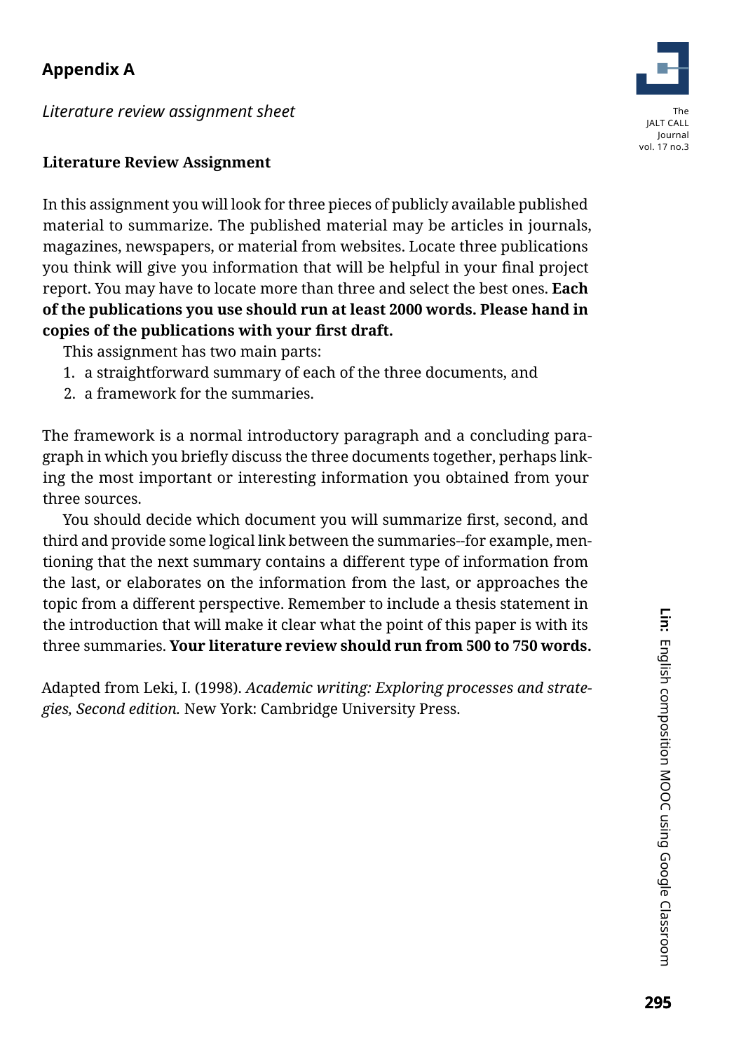## Appendix A

*Literature review assignment sheet*

**Literature Review Assignment**

In this assignment you will look for three pieces of publicly available published material to summarize. The published material may be articles in journals, magazines, newspapers, or material from websites. Locate three publications you think will give you information that will be helpful in your final project report. You may have to locate more than three and select the best ones. **Each of the publications you use should run at least 2000 words. Please hand in copies of the publications with your first draft.**

This assignment has two main parts:

1. a straightforward summary of each of the three documents, and
2. a framework for the summaries.

The framework is a normal introductory paragraph and a concluding paragraph in which you briefly discuss the three documents together, perhaps linking the most important or interesting information you obtained from your three sources.

You should decide which document you will summarize first, second, and third and provide some logical link between the summaries--for example, mentioning that the next summary contains a different type of information from the last, or elaborates on the information from the last, or approaches the topic from a different perspective. Remember to include a thesis statement in the introduction that will make it clear what the point of this paper is with its three summaries. **Your literature review should run from 500 to 750 words.**

Adapted from Leki, I. (1998). *Academic writing: Exploring processes and strategies, Second edition.* New York: Cambridge University Press.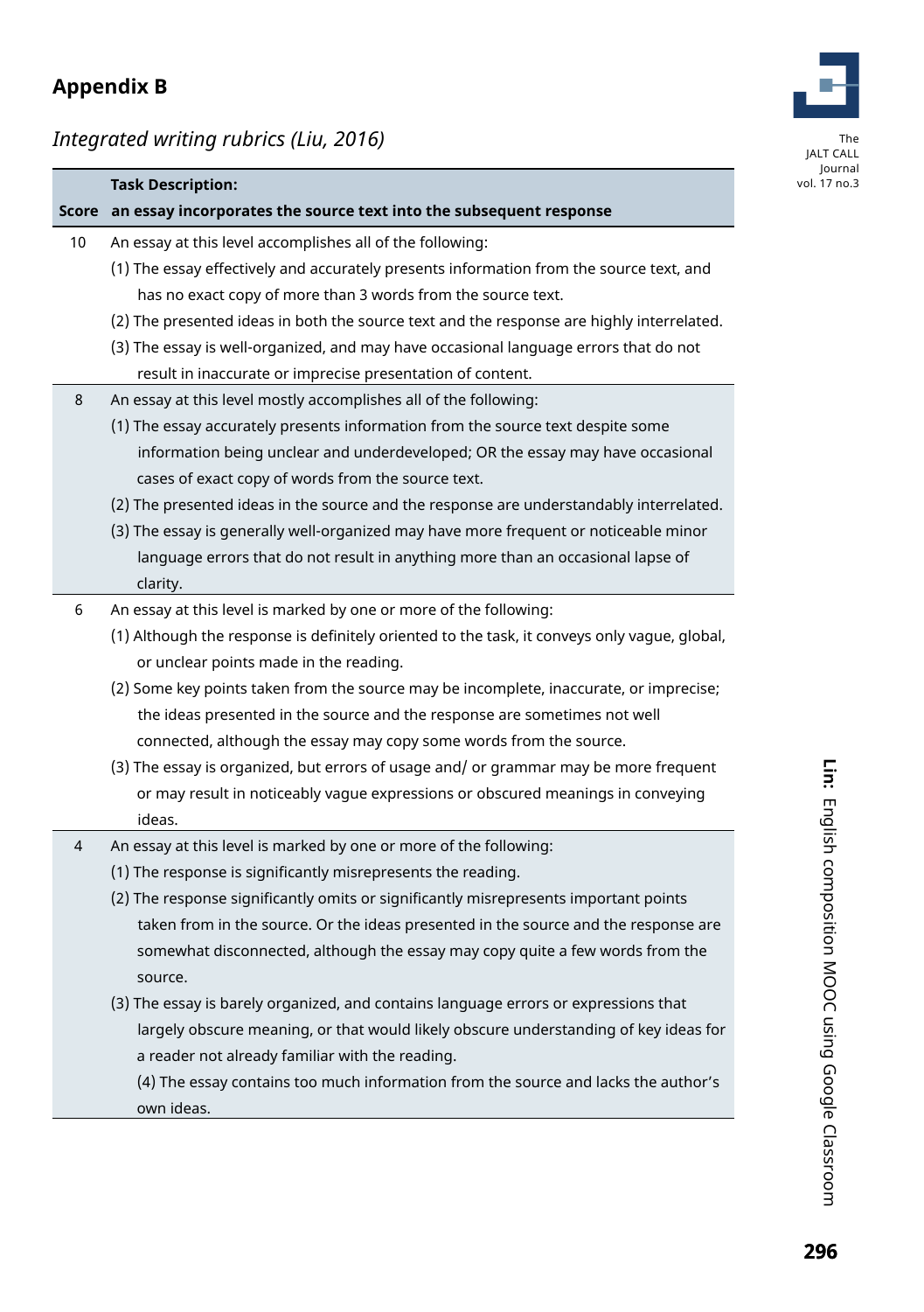## Appendix B

*Integrated writing rubrics (Liu, 2016)*

| Score | Task Description: an essay incorporates the source text into the subsequent response |
|---|---|
| 10 | An essay at this level accomplishes all of the following:<br>(1) The essay effectively and accurately presents information from the source text, and has no exact copy of more than 3 words from the source text.<br>(2) The presented ideas in both the source text and the response are highly interrelated.<br>(3) The essay is well-organized, and may have occasional language errors that do not result in inaccurate or imprecise presentation of content. |
| 8 | An essay at this level mostly accomplishes all of the following:<br>(1) The essay accurately presents information from the source text despite some information being unclear and underdeveloped; OR the essay may have occasional cases of exact copy of words from the source text.<br>(2) The presented ideas in the source and the response are understandably interrelated.<br>(3) The essay is generally well-organized may have more frequent or noticeable minor language errors that do not result in anything more than an occasional lapse of clarity. |
| 6 | An essay at this level is marked by one or more of the following:<br>(1) Although the response is definitely oriented to the task, it conveys only vague, global, or unclear points made in the reading.<br>(2) Some key points taken from the source may be incomplete, inaccurate, or imprecise; the ideas presented in the source and the response are sometimes not well connected, although the essay may copy some words from the source.<br>(3) The essay is organized, but errors of usage and/ or grammar may be more frequent or may result in noticeably vague expressions or obscured meanings in conveying ideas. |
| 4 | An essay at this level is marked by one or more of the following:<br>(1) The response is significantly misrepresents the reading.<br>(2) The response significantly omits or significantly misrepresents important points taken from in the source. Or the ideas presented in the source and the response are somewhat disconnected, although the essay may copy quite a few words from the source.<br>(3) The essay is barely organized, and contains language errors or expressions that largely obscure meaning, or that would likely obscure understanding of key ideas for a reader not already familiar with the reading.<br>(4) The essay contains too much information from the source and lacks the author's own ideas. |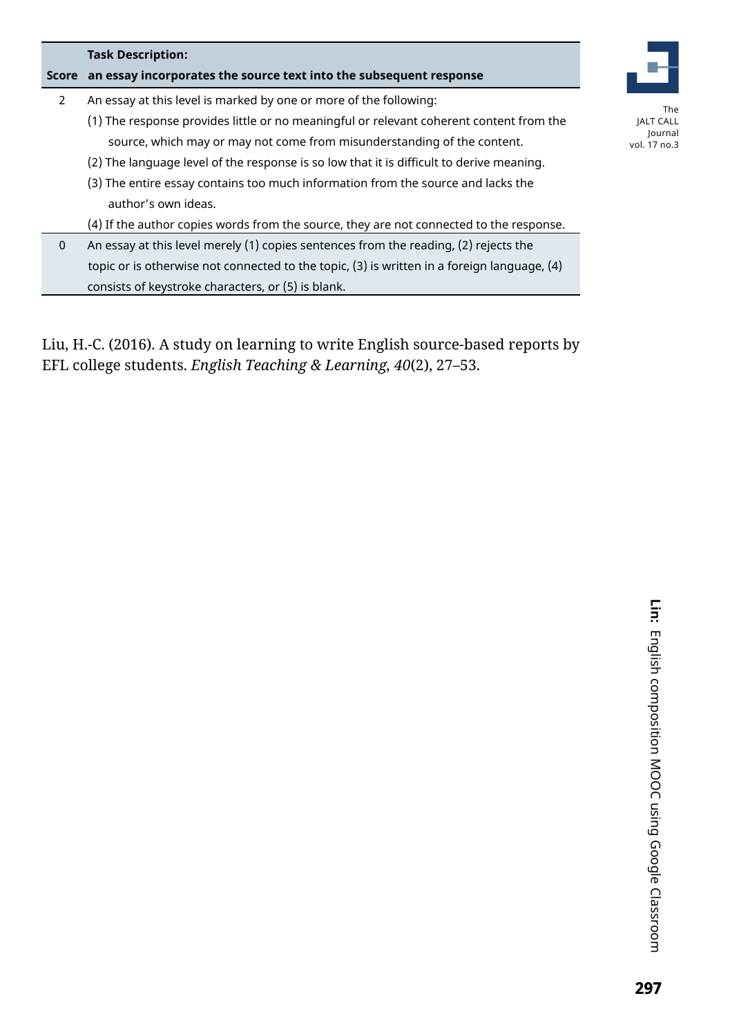| Score | Task Description: an essay incorporates the source text into the subsequent response |
|---|---|
| 2 | An essay at this level is marked by one or more of the following: (1) The response provides little or no meaningful or relevant coherent content from the source, which may or may not come from misunderstanding of the content. (2) The language level of the response is so low that it is difficult to derive meaning. (3) The entire essay contains too much information from the source and lacks the author's own ideas. (4) If the author copies words from the source, they are not connected to the response. |
| 0 | An essay at this level merely (1) copies sentences from the reading, (2) rejects the topic or is otherwise not connected to the topic, (3) is written in a foreign language, (4) consists of keystroke characters, or (5) is blank. |

Liu, H.-C. (2016). A study on learning to write English source-based reports by EFL college students. *English Teaching & Learning, 40*(2), 27–53.